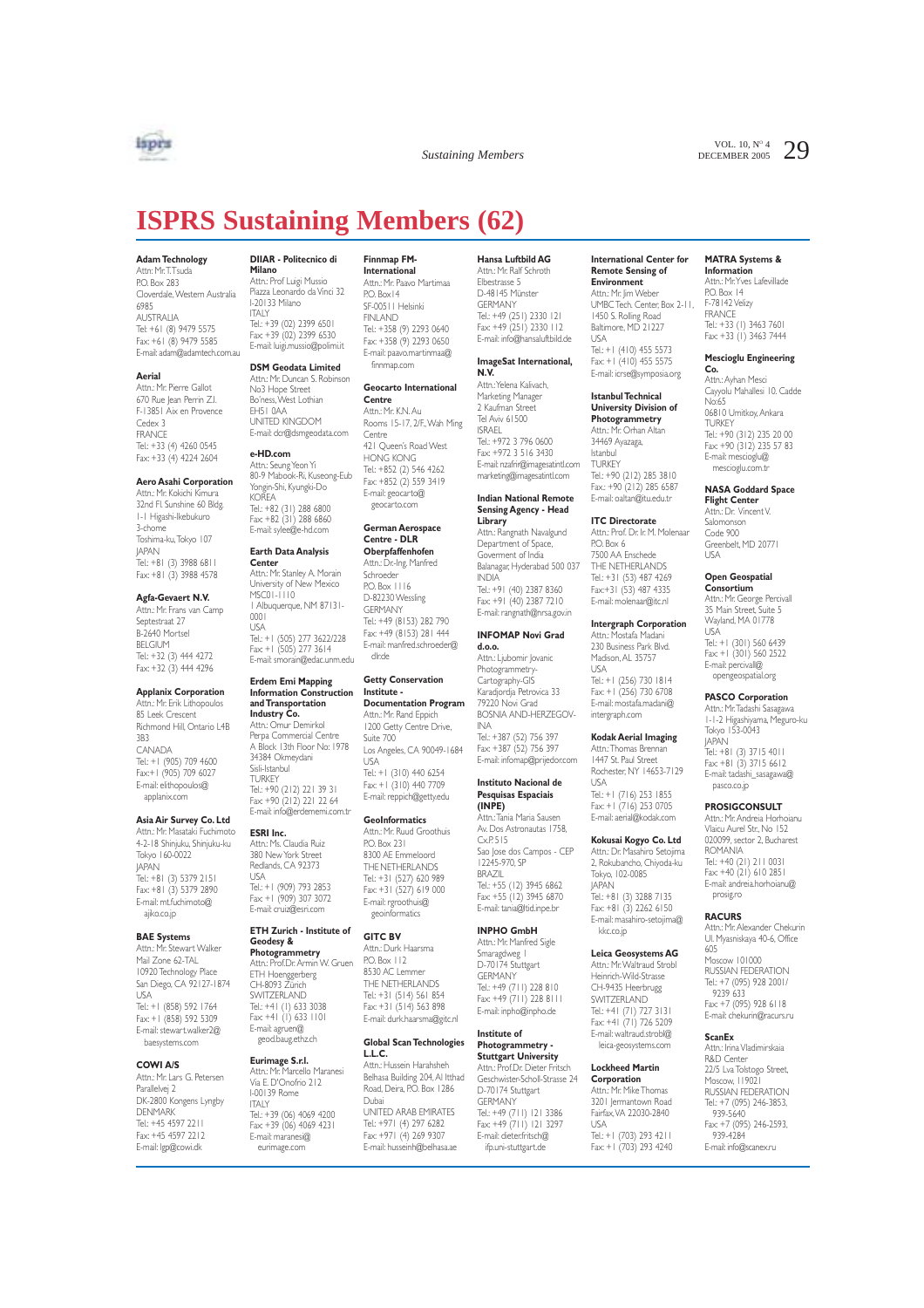# ISPRS Sustaining Members (62)

**Adam Technology**
Attn.: Mr. T. Tsuda
P.O. Box 283
Cloverdale, Western Australia
6985
AUSTRALIA
Tel: +61 (8) 9479 5575
Fax: +61 (8) 9479 5585
E-mail: adam@adamtech.com.au

**Aerial**
Attn.: Mr. Pierre Gallot
670 Rue Jean Perrin Z.I.
F-13851 Aix en Provence
Cedex 3
FRANCE
Tel.: +33 (4) 4260 0545
Fax: +33 (4) 4224 2604

**Aero Asahi Corporation**
Attn.: Mr. Kokichi Kimura
32nd Fl. Sunshine 60 Bldg.
1-1 Higashi-Ikebukuro
3-chome
Toshima-ku, Tokyo 107
JAPAN
Tel.: +81 (3) 3988 6811
Fax: +81 (3) 3988 4578

**Agfa-Gevaert N.V.**
Attn.: Mr. Frans van Camp
Septestraat 27
B-2640 Mortsel
BELGIUM
Tel.: +32 (3) 444 4272
Fax: +32 (3) 444 4296

**Applanix Corporation**
Attn.: Mr. Erik Lithopoulos
85 Leek Crescent
Richmond Hill, Ontario L4B
3B3
CANADA
Tel.: +1 (905) 709 4600
Fax:+1 (905) 709 6027
E-mail: elithopoulos@applanix.com

**Asia Air Survey Co. Ltd**
Attn.: Mr. Masataki Fuchimoto
4-2-18 Shinjuku, Shinjuku-ku
Tokyo 160-0022
JAPAN
Tel.: +81 (3) 5379 2151
Fax: +81 (3) 5379 2890
E-mail: mt.fuchimoto@ajiko.co.jp

**BAE Systems**
Attn.: Mr. Stewart Walker
Mail Zone 62-TAL
10920 Technology Place
San Diego, CA 92127-1874
USA
Tel.: +1 (858) 592 1764
Fax: +1 (858) 592 5309
E-mail: stewart.walker2@baesystems.com

**COWI A/S**
Attn.: Mr. Lars G. Petersen
Parallelvej 2
DK-2800 Kongens Lyngby
DENMARK
Tel.: +45 4597 2211
Fax: +45 4597 2212
E-mail: lgp@cowi.dk

**DIIAR - Politecnico di Milano**
Attn.: Prof. Luigi Mussio
Piazza Leonardo da Vinci 32
I-20133 Milano
ITALY
Tel.: +39 (02) 2399 6501
Fax: +39 (02) 2399 6530
E-mail: luigi.mussio@polimi.it

**DSM Geodata Limited**
Attn.: Mr. Duncan S. Robinson
No3 Hope Street
Bo'ness, West Lothian
EH51 0AA
UNITED KINGDOM
E-mail: dcr@dsmgeodata.com

**e-HD.com**
Attn.: Seung Yeon Yi
80-9 Mabook-Ri, Kuseong-Eub
Yongin-Shi, Kyungki-Do
KOREA
Tel.: +82 (31) 288 6800
Fax: +82 (31) 288 6860
E-mail: sylee@e-hd.com

**Earth Data Analysis Center**
Attn.: Mr. Stanley A. Morain
University of New Mexico
MSC01-1110
1 Albuquerque, NM 87131-0001
USA
Tel.: +1 (505) 277 3622/228
Fax: +1 (505) 277 3614
E-mail: smorain@edac.unm.edu

**Erdem Emi Mapping Information Construction and Transportation Industry Co.**
Attn.: Omur Demirkol
Perpa Commercial Centre
A Block 13th Floor No: 1978
34384 Okmeydani
Sisli-Istanbul
TURKEY
Tel.: +90 (212) 221 39 31
Fax: +90 (212) 221 22 64
E-mail: info@erdememi.com.tr

**ESRI Inc.**
Attn.: Ms. Claudia Ruiz
380 New York Street
Redlands, CA 92373
USA
Tel.: +1 (909) 793 2853
Fax: +1 (909) 307 3072
E-mail: cruiz@esri.com

**ETH Zurich - Institute of Geodesy & Photogrammetry**
Attn.: Prof.Dr. Armin W. Gruen
ETH Hoenggerberg
CH-8093 Zürich
SWITZERLAND
Tel.: +41 (1) 633 3038
Fax: +41 (1) 633 1101
E-mail: agruen@geod.baug.ethz.ch

**Eurimage S.r.l.**
Attn.: Mr. Marcello Maranesi
Via E. D'Onofrio 212
I-00139 Rome
ITALY
Tel.: +39 (06) 4069 4200
Fax: +39 (06) 4069 4231
E-mail: maranesi@eurimage.com

**Finnmap FM-International**
Attn.: Mr. Paavo Martimaa
P.O. Box 14
SF-00511 Helsinki
FINLAND
Tel.: +358 (9) 2293 0640
Fax: +358 (9) 2293 0650
E-mail: paavo.martinmaa@finnmap.com

**Geocarto International Centre**
Attn.: Mr. K.N. Au
Rooms 15-17, 2/F., Wah Ming Centre
421 Queen's Road West
HONG KONG
Tel.: +852 (2) 546 4262
Fax: +852 (2) 559 3419
E-mail: geocarto@geocarto.com

**German Aerospace Centre - DLR Oberpfaffenhofen**
Attn.: Dr.-Ing. Manfred Schroeder
P.O. Box 1116
D-82230 Wessling
GERMANY
Tel.: +49 (8153) 282 790
Fax: +49 (8153) 281 444
E-mail: manfred.schroeder@dlr.de

**Getty Conservation Institute - Documentation Program**
Attn.: Mr. Rand Eppich
1200 Getty Centre Drive, Suite 700
Los Angeles, CA 90049-1684
USA
Tel.: +1 (310) 440 6254
Fax: +1 (310) 440 7709
E-mail: reppich@getty.edu

**GeoInformatics**
Attn.: Mr. Ruud Groothuis
P.O. Box 231
8300 AE Emmeloord
THE NETHERLANDS
Tel.: +31 (527) 620 989
Fax: +31 (527) 619 000
E-mail: rgroothuis@geoinformatics

**GITC BV**
Attn.: Durk Haarsma
P.O. Box 112
8530 AC Lemmer
THE NETHERLANDS
Tel.: +31 (514) 561 854
Fax: +31 (514) 563 898
E-mail: durk.haarsma@gitc.nl

**Global Scan Technologies L.L.C.**
Attn.: Hussein Harahsheh
Belhasa Building 204, Al Itthad Road, Deira, P.O. Box 1286
Dubai
UNITED ARAB EMIRATES
Tel.: +971 (4) 297 6282
Fax: +971 (4) 269 9307
E-mail: husseinh@belhasa.ae

**Hansa Luftbild AG**
Attn.: Mr. Ralf Schroth
Elbestrasse 5
D-48145 Münster
GERMANY
Tel.: +49 (251) 2330 121
Fax: +49 (251) 2330 112
E-mail: info@hansaluftbild.de

**ImageSat International, N.V.**
Attn.: Yelena Kalivach,
Marketing Manager
2 Kaufman Street
Tel Aviv 61500
ISRAEL
Tel.: +972 3 796 0600
Fax: +972 3 516 3430
E-mail: nzafrir@imagesatintl.com
marketing@imagesatintl.com

**Indian National Remote Sensing Agency - Head Library**
Attn.: Rangnath Navalgund
Department of Space,
Government of India
Balanagar, Hyderabad 500 037
INDIA
Tel.: +91 (40) 2387 8360
Fax: +91 (40) 2387 7210
E-mail: rangnath@nrsa.gov.in

**INFOMAP Novi Grad d.o.o.**
Attn.: Ljubomir Jovanic
Photogrammetry-Cartography-GIS
Karadjordja Petrovica 33
79220 Novi Grad
BOSNIA AND-HERZEGOVINA
Tel.: +387 (52) 756 397
Fax: +387 (52) 756 397
E-mail: infomap@prijedor.com

**Instituto Nacional de Pesquisas Espaciais (INPE)**
Attn.: Tania Maria Sausen
Av. Dos Astronautas 1758,
Cx.P. 515
Sao Jose dos Campos - CEP 12245-970, SP
BRAZIL
Tel.: +55 (12) 3945 6862
Fax: +55 (12) 3945 6870
E-mail: tania@ltid.inpe.br

**INPHO GmbH**
Attn.: Mr. Manfred Sigle
Smaragdweg 1
D-70174 Stuttgart
GERMANY
Tel.: +49 (711) 228 810
Fax: +49 (711) 228 8111
E-mail: inpho@inpho.de

**Institute of Photogrammetry - Stuttgart University**
Attn.: Prof.Dr. Dieter Fritsch
Geschwister-Scholl-Strasse 24
D-70174 Stuttgart
GERMANY
Tel.: +49 (711) 121 3386
Fax: +49 (711) 121 3297
E-mail: dieter.fritsch@ifp.uni-stuttgart.de

**International Center for Remote Sensing of Environment**
Attn.: Mr. Jim Weber
UMBC Tech. Center, Box 2-11,
1450 S. Rolling Road
Baltimore, MD 21227
USA
Tel.: +1 (410) 455 5573
Fax: +1 (410) 455 5575
E-mail: icrse@symposia.org

**Istanbul Technical University Division of Photogrammetry**
Attn.: Mr. Orhan Altan
34469 Ayazaga,
Istanbul
TURKEY
Tel.: +90 (212) 285 3810
Fax.: +90 (212) 285 6587
E-mail: oaltan@itu.edu.tr

**ITC Directorate**
Attn.: Prof. Dr. Ir. M. Molenaar
P.O. Box 6
7500 AA Enschede
THE NETHERLANDS
Tel.: +31 (53) 487 4269
Fax:+31 (53) 487 4335
E-mail: molenaar@itc.nl

**Intergraph Corporation**
Attn.: Mostafa Madani
230 Business Park Blvd.
Madison, AL 35757
USA
Tel.: +1 (256) 730 1814
Fax: +1 (256) 730 6708
E-mail: mostafa.madani@intergraph.com

**Kodak Aerial Imaging**
Attn.: Thomas Brennan
1447 St. Paul Street
Rochester, NY 14653-7129
USA
Tel.: +1 (716) 253 1855
Fax: +1 (716) 253 0705
E-mail: aerial@kodak.com

**Kokusai Kogyo Co. Ltd**
Attn.: Dr. Masahiro Setojima
2, Rokubancho, Chiyoda-ku
Tokyo, 102-0085
JAPAN
Tel.: +81 (3) 3288 7135
Fax: +81 (3) 2262 6150
E-mail: masahiro-setojima@kkc.co.jp

**Leica Geosystems AG**
Attn.: Mr. Waltraud Strobl
Heinrich-Wild-Strasse
CH-9435 Heerbrugg
SWITZERLAND
Tel.: +41 (71) 727 3131
Fax: +41 (71) 726 5209
E-mail: waltraud.strobl@leica-geosystems.com

**Lockheed Martin Corporation**
Attn.: Mr. Mike Thomas
3201 Jermantown Road
Fairfax, VA 22030-2840
USA
Tel.: +1 (703) 293 4211
Fax: +1 (703) 293 4240

**MATRA Systems & Information**
Attn.: Mr. Yves Lafevillade
P.O. Box 14
F-78142 Velizy
FRANCE
Tel.: +33 (1) 3463 7601
Fax: +33 (1) 3463 7444

**Mescioglu Engineering Co.**
Attn.: Ayhan Mesci
Cayyolu Mahallesi 10. Cadde No:65
06810 Umitkoy, Ankara
TURKEY
Tel.: +90 (312) 235 20 00
Fax: +90 (312) 235 57 83
E-mail: mescioglu@mescioglu.com.tr

**NASA Goddard Space Flight Center**
Attn.: Dr. Vincent V. Salomonson
Code 900
Greenbelt, MD 20771
USA

**Open Geospatial Consortium**
Attn.: Mr. George Percivall
35 Main Street, Suite 5
Wayland, MA 01778
USA
Tel.: +1 (301) 560 6439
Fax: +1 (301) 560 2522
E-mail: percivall@opengeospatial.org

**PASCO Corporation**
Attn.: Mr. Tadashi Sasagawa
1-1-2 Higashiyama, Meguro-ku
Tokyo 153-0043
JAPAN
Tel.: +81 (3) 3715 4011
Fax: +81 (3) 3715 6612
E-mail: tadashi_sasagawa@pasco.co.jp

**PROSIGCONSULT**
Attn.: Mr. Andreia Horhoianu
Vlaicu Aurel Str., No 152
020099, sector 2, Bucharest
ROMANIA
Tel.: +40 (21) 211 0031
Fax: +40 (21) 610 2851
E-mail: andreia.horhoianu@prosig.ro

**RACURS**
Attn.: Mr. Alexander Chekurin
Ul. Myasniskaya 40-6, Office 605
Moscow 101000
RUSSIAN FEDERATION
Tel.: +7 (095) 928 2001/9239 633
Fax: +7 (095) 928 6118
E-mail: chekurin@racurs.ru

**ScanEx**
Attn.: Irina Vladimirskaia
R&D Center
22/5 Lva Tolstogo Street,
Moscow, 119021
RUSSIAN FEDERATION
Tel.: +7 (095) 246-3853, 939-5640
Fax: +7 (095) 246-2593, 939-4284
E-mail: info@scanex.ru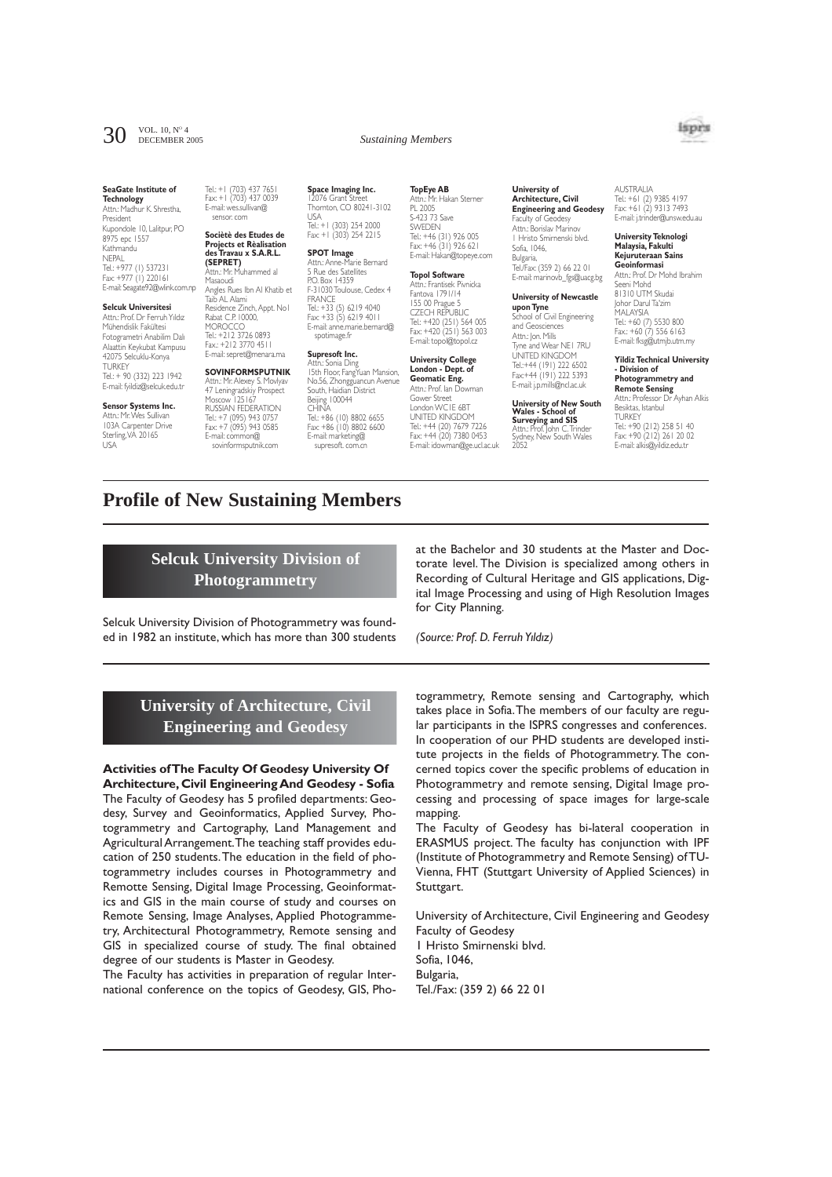**SeaGate Institute of Technology**
Attn.: Madhur K. Shrestha, President
Kupondole 10, Lalitpur, PO 8975 epc 1557
Kathmandu
NEPAL
Tel.: +977 (1) 537231
Fax: +977 (1) 220161
E-mail: Seagate92@wlink.com.np

**Selcuk Universitesi**
Attn.: Prof. Dr Ferruh Yildiz
Mühendislik Fakültesi
Fotogrametri Anabilim Dali
Alaattin Keykubat Kampusu
42075 Selcuklu-Konya
TURKEY
Tel.: + 90 (332) 223 1942
E-mail: fyildiz@selcuk.edu.tr

**Sensor Systems Inc.**
Attn.: Mr. Wes Sullivan
103A Carpenter Drive
Sterling, VA 20165
USA
Tel.: +1 (703) 437 7651
Fax: +1 (703) 437 0039
E-mail: wes.sullivan@sensor.com

**Sociètè des Etudes de Projects et Rèalisation des Travau x S.A.R.L. (SEPRET)**
Attn.: Mr. Muhammed al Masaoudi
Angles Rues Ibn Al Khatib et Taib AL Alami
Residence Zinch, Appt. No1
Rabat C.P. 10000,
MOROCCO
Tel.: +212 3726 0893
Fax.: +212 3770 4511
E-mail: sepret@menara.ma

**SOVINFORMSPUTNIK**
Attn.: Mr. Alexey S. Movlyav
47 Leningradskiy Prospect
Moscow 125167
RUSSIAN FEDERATION
Tel.: +7 (095) 943 0757
Fax: +7 (095) 943 0585
E-mail: common@sovinformsputnik.com

**Space Imaging Inc.**
12076 Grant Street
Thornton, CO 80241-3102
USA
Tel.: +1 (303) 254 2000
Fax: +1 (303) 254 2215

**SPOT Image**
Attn.: Anne-Marie Bernard
5 Rue des Satellites
P.O. Box 14359
F-31030 Toulouse, Cedex 4
FRANCE
Tel.: +33 (5) 6219 4040
Fax: +33 (5) 6219 4011
E-mail: anne.marie.bernard@spotimage.fr

**Supresoft Inc.**
Attn.: Sonia Ding
15th Floor, FangYuan Mansion, No.56, Zhongguancun Avenue South, Haidian District
Beijing 100044
CHINA
Tel.: +86 (10) 8802 6655
Fax: +86 (10) 8802 6600
E-mail: marketing@supresoft.com.cn

**TopEye AB**
Attn.: Mr. Hakan Sterner
P.L. 2005
S-423 73 Save
SWEDEN
Tel.: +46 (31) 926 005
Fax: +46 (31) 926 621
E-mail: Hakan@topeye.com

**Topol Software**
Attn.: Frantisek Pivnicka
Fantova 1791/14
155 00 Prague 5
CZECH REPUBLIC
Tel.: +420 (251) 564 005
Fax: +420 (251) 563 003
E-mail: topol@topol.cz

**University College London - Dept. of Geomatic Eng.**
Attn.: Prof. Ian Dowman
Gower Street
London WC1E 6BT
UNITED KINGDOM
Tel.: +44 (20) 7679 7226
Fax: +44 (20) 7380 0453
E-mail: idowman@ge.ucl.ac.uk

**University of Architecture, Civil Engineering and Geodesy**
Faculty of Geodesy
Attn.: Borislav Marinov
1 Hristo Smirnenski blvd.
Sofia, 1046,
Bulgaria,
Tel./Fax: (359 2) 66 22 01
E-mail: marinovb_fgs@uacg.bg

**University of Newcastle upon Tyne**
School of Civil Engineering and Geosciences
Attn.: Jon. Mills
Tyne and Wear NE1 7RU
UNITED KINGDOM
Tel.:+44 (191) 222 6502
Fax:+44 (191) 222 5393
E-mail: j.p.mills@ncl.ac.uk

**University of New South Wales - School of Surveying and SIS**
Attn.: Prof. John C. Trinder
Sydney, New South Wales 2052
AUSTRALIA
Tel.: +61 (2) 9385 4197
Fax: +61 (2) 9313 7493
E-mail: j.trinder@unsw.edu.au

**University Teknologi Malaysia, Fakulti Kejuruteraan Sains Geoinformasi**
Attn.: Prof. Dr Mohd Ibrahim Seeni Mohd
81310 UTM Skudai
Johor Darul Ta'zim
MALAYSIA
Tel.: +60 (7) 5530 800
Fax.: +60 (7) 556 6163
E-mail: fksg@utmjb.utm.my

**Yildiz Technical University - Division of Photogrammetry and Remote Sensing**
Attn.: Professor Dr Ayhan Alkis
Besiktas, Istanbul
TURKEY
Tel.: +90 (212) 258 51 40
Fax: +90 (212) 261 20 02
E-mail: alkis@yildiz.edu.tr

# Profile of New Sustaining Members

## Selcuk University Division of Photogrammetry

Selcuk University Division of Photogrammetry was founded in 1982 an institute, which has more than 300 students at the Bachelor and 30 students at the Master and Doctorate level. The Division is specialized among others in Recording of Cultural Heritage and GIS applications, Digital Image Processing and using of High Resolution Images for City Planning.

*(Source: Prof. D. Ferruh Yıldız)*

## University of Architecture, Civil Engineering and Geodesy

**Activities of The Faculty Of Geodesy University Of Architecture, Civil Engineering And Geodesy - Sofia**

The Faculty of Geodesy has 5 profiled departments: Geodesy, Survey and Geoinformatics, Applied Survey, Photogrammetry and Cartography, Land Management and Agricultural Arrangement. The teaching staff provides education of 250 students. The education in the field of photogrammetry includes courses in Photogrammetry and Remotte Sensing, Digital Image Processing, Geoinformatics and GIS in the main course of study and courses on Remote Sensing, Image Analyses, Applied Photogrammetry, Architectural Photogrammetry, Remote sensing and GIS in specialized course of study. The final obtained degree of our students is Master in Geodesy.

The Faculty has activities in preparation of regular International conference on the topics of Geodesy, GIS, Photogrammetry, Remote sensing and Cartography, which takes place in Sofia. The members of our faculty are regular participants in the ISPRS congresses and conferences. In cooperation of our PHD students are developed institute projects in the fields of Photogrammetry. The concerned topics cover the specific problems of education in Photogrammetry and remote sensing, Digital Image processing and processing of space images for large-scale mapping.

The Faculty of Geodesy has bi-lateral cooperation in ERASMUS project. The faculty has conjunction with IPF (Institute of Photogrammetry and Remote Sensing) of TU-Vienna, FHT (Stuttgart University of Applied Sciences) in Stuttgart.

University of Architecture, Civil Engineering and Geodesy
Faculty of Geodesy
1 Hristo Smirnenski blvd.
Sofia, 1046,
Bulgaria,
Tel./Fax: (359 2) 66 22 01